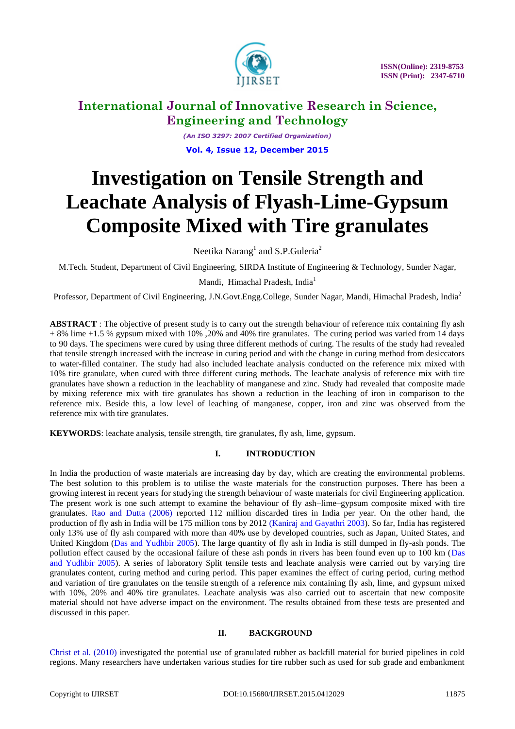# Investigation on Tensile Strength and Leachate Analysis of Flyash-Lime-Gypsum Composite Mixed with Tire granulates

Neetika Narang[1] and S.P.Guleria[2]

M.Tech. Student, Department of Civil Engineering, SIRDA Institute of Engineering & Technology, Sunder Nagar, Mandi, Himachal Pradesh, India[1]

Professor, Department of Civil Engineering, J.N.Govt.Engg.College, Sunder Nagar, Mandi, Himachal Pradesh, India[2]

**ABSTRACT** : The objective of present study is to carry out the strength behaviour of reference mix containing fly ash + 8% lime +1.5 % gypsum mixed with 10% ,20% and 40% tire granulates. The curing period was varied from 14 days to 90 days. The specimens were cured by using three different methods of curing. The results of the study had revealed that tensile strength increased with the increase in curing period and with the change in curing method from desiccators to water-filled container. The study had also included leachate analysis conducted on the reference mix mixed with 10% tire granulate, when cured with three different curing methods. The leachate analysis of reference mix with tire granulates have shown a reduction in the leachablity of manganese and zinc. Study had revealed that composite made by mixing reference mix with tire granulates has shown a reduction in the leaching of iron in comparison to the reference mix. Beside this, a low level of leaching of manganese, copper, iron and zinc was observed from the reference mix with tire granulates.

**KEYWORDS**: leachate analysis, tensile strength, tire granulates, fly ash, lime, gypsum.

## I. INTRODUCTION

In India the production of waste materials are increasing day by day, which are creating the environmental problems. The best solution to this problem is to utilise the waste materials for the construction purposes. There has been a growing interest in recent years for studying the strength behaviour of waste materials for civil Engineering application. The present work is one such attempt to examine the behaviour of fly ash–lime–gypsum composite mixed with tire granulates. Rao and Dutta (2006) reported 112 million discarded tires in India per year. On the other hand, the production of fly ash in India will be 175 million tons by 2012 (Kaniraj and Gayathri 2003). So far, India has registered only 13% use of fly ash compared with more than 40% use by developed countries, such as Japan, United States, and United Kingdom (Das and Yudhbir 2005). The large quantity of fly ash in India is still dumped in fly-ash ponds. The pollution effect caused by the occasional failure of these ash ponds in rivers has been found even up to 100 km (Das and Yudhbir 2005). A series of laboratory Split tensile tests and leachate analysis were carried out by varying tire granulates content, curing method and curing period. This paper examines the effect of curing period, curing method and variation of tire granulates on the tensile strength of a reference mix containing fly ash, lime, and gypsum mixed with 10%, 20% and 40% tire granulates. Leachate analysis was also carried out to ascertain that new composite material should not have adverse impact on the environment. The results obtained from these tests are presented and discussed in this paper.

## II. BACKGROUND

Christ et al. (2010) investigated the potential use of granulated rubber as backfill material for buried pipelines in cold regions. Many researchers have undertaken various studies for tire rubber such as used for sub grade and embankment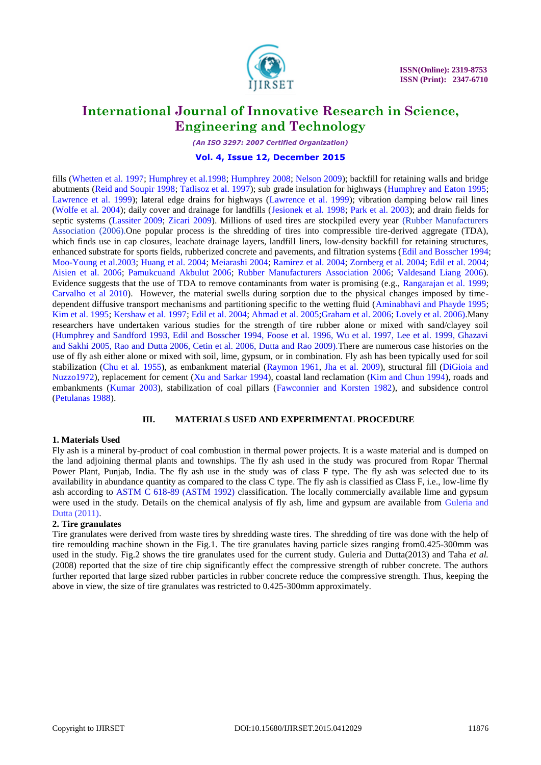fills (Whetten et al. 1997; Humphrey et al.1998; Humphrey 2008; Nelson 2009); backfill for retaining walls and bridge abutments (Reid and Soupir 1998; Tatlisoz et al. 1997); sub grade insulation for highways (Humphrey and Eaton 1995; Lawrence et al. 1999); lateral edge drains for highways (Lawrence et al. 1999); vibration damping below rail lines (Wolfe et al. 2004); daily cover and drainage for landfills (Jesionek et al. 1998; Park et al. 2003); and drain fields for septic systems (Lassiter 2009; Zicari 2009). Millions of used tires are stockpiled every year (Rubber Manufacturers Association (2006).One popular process is the shredding of tires into compressible tire-derived aggregate (TDA), which finds use in cap closures, leachate drainage layers, landfill liners, low-density backfill for retaining structures, enhanced substrate for sports fields, rubberized concrete and pavements, and filtration systems (Edil and Bosscher 1994; Moo-Young et al.2003; Huang et al. 2004; Meiarashi 2004; Ramirez et al. 2004; Zornberg et al. 2004; Edil et al. 2004; Aisien et al. 2006; Pamukcuand Akbulut 2006; Rubber Manufacturers Association 2006; Valdesand Liang 2006). Evidence suggests that the use of TDA to remove contaminants from water is promising (e.g., Rangarajan et al. 1999; Carvalho et al 2010). However, the material swells during sorption due to the physical changes imposed by time-dependent diffusive transport mechanisms and partitioning specific to the wetting fluid (Aminabhavi and Phayde 1995; Kim et al. 1995; Kershaw et al. 1997; Edil et al. 2004; Ahmad et al. 2005;Graham et al. 2006; Lovely et al. 2006).Many researchers have undertaken various studies for the strength of tire rubber alone or mixed with sand/clayey soil (Humphrey and Sandford 1993, Edil and Bosscher 1994, Foose et al. 1996, Wu et al. 1997, Lee et al. 1999, Ghazavi and Sakhi 2005, Rao and Dutta 2006, Cetin et al. 2006, Dutta and Rao 2009).There are numerous case histories on the use of fly ash either alone or mixed with soil, lime, gypsum, or in combination. Fly ash has been typically used for soil stabilization (Chu et al. 1955), as embankment material (Raymon 1961, Jha et al. 2009), structural fill (DiGioia and Nuzzo1972), replacement for cement (Xu and Sarkar 1994), coastal land reclamation (Kim and Chun 1994), roads and embankments (Kumar 2003), stabilization of coal pillars (Fawconnier and Korsten 1982), and subsidence control (Petulanas 1988).

## III. MATERIALS USED AND EXPERIMENTAL PROCEDURE

### 1. Materials Used

Fly ash is a mineral by-product of coal combustion in thermal power projects. It is a waste material and is dumped on the land adjoining thermal plants and townships. The fly ash used in the study was procured from Ropar Thermal Power Plant, Punjab, India. The fly ash use in the study was of class F type. The fly ash was selected due to its availability in abundance quantity as compared to the class C type. The fly ash is classified as Class F, i.e., low-lime fly ash according to ASTM C 618-89 (ASTM 1992) classification. The locally commercially available lime and gypsum were used in the study. Details on the chemical analysis of fly ash, lime and gypsum are available from Guleria and Dutta (2011).

### 2. Tire granulates

Tire granulates were derived from waste tires by shredding waste tires. The shredding of tire was done with the help of tire remoulding machine shown in the Fig.1. The tire granulates having particle sizes ranging from0.425-300mm was used in the study. Fig.2 shows the tire granulates used for the current study. Guleria and Dutta(2013) and Taha *et al.* (2008) reported that the size of tire chip significantly effect the compressive strength of rubber concrete. The authors further reported that large sized rubber particles in rubber concrete reduce the compressive strength. Thus, keeping the above in view, the size of tire granulates was restricted to 0.425-300mm approximately.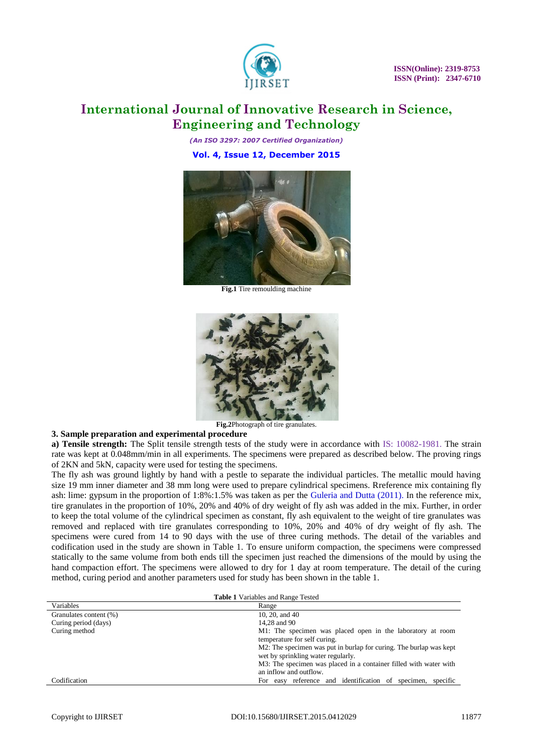Fig.1 Tire remoulding machine

Fig.2 Photograph of tire granulates.

**3. Sample preparation and experimental procedure**

**a) Tensile strength:** The Split tensile strength tests of the study were in accordance with IS: 10082-1981. The strain rate was kept at 0.048mm/min in all experiments. The specimens were prepared as described below. The proving rings of 2KN and 5kN, capacity were used for testing the specimens.

The fly ash was ground lightly by hand with a pestle to separate the individual particles. The metallic mould having size 19 mm inner diameter and 38 mm long were used to prepare cylindrical specimens. Rreference mix containing fly ash: lime: gypsum in the proportion of 1:8%:1.5% was taken as per the Guleria and Dutta (2011). In the reference mix, tire granulates in the proportion of 10%, 20% and 40% of dry weight of fly ash was added in the mix. Further, in order to keep the total volume of the cylindrical specimen as constant, fly ash equivalent to the weight of tire granulates was removed and replaced with tire granulates corresponding to 10%, 20% and 40% of dry weight of fly ash. The specimens were cured from 14 to 90 days with the use of three curing methods. The detail of the variables and codification used in the study are shown in Table 1. To ensure uniform compaction, the specimens were compressed statically to the same volume from both ends till the specimen just reached the dimensions of the mould by using the hand compaction effort. The specimens were allowed to dry for 1 day at room temperature. The detail of the curing method, curing period and another parameters used for study has been shown in the table 1.

**Table 1** Variables and Range Tested

| Variables | Range |
|---|---|
| Granulates content (%) | 10, 20, and 40 |
| Curing period (days) | 14,28 and 90 |
| Curing method | M1: The specimen was placed open in the laboratory at room temperature for self curing.<br>M2: The specimen was put in burlap for curing. The burlap was kept wet by sprinkling water regularly.<br>M3: The specimen was placed in a container filled with water with an inflow and outflow. |
| Codification | For easy reference and identification of specimen, specific |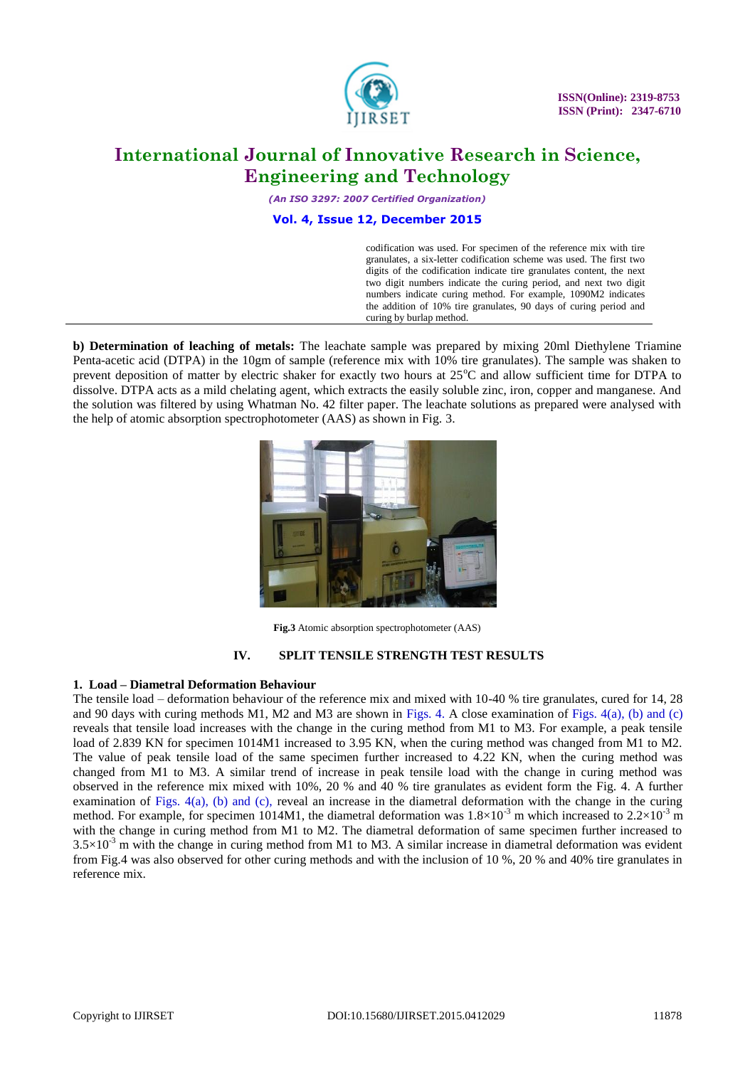codification was used. For specimen of the reference mix with tire granulates, a six-letter codification scheme was used. The first two digits of the codification indicate tire granulates content, the next two digit numbers indicate the curing period, and next two digit numbers indicate curing method. For example, 1090M2 indicates the addition of 10% tire granulates, 90 days of curing period and curing by burlap method.

**b) Determination of leaching of metals:** The leachate sample was prepared by mixing 20ml Diethylene Triamine Penta-acetic acid (DTPA) in the 10gm of sample (reference mix with 10% tire granulates). The sample was shaken to prevent deposition of matter by electric shaker for exactly two hours at 25°C and allow sufficient time for DTPA to dissolve. DTPA acts as a mild chelating agent, which extracts the easily soluble zinc, iron, copper and manganese. And the solution was filtered by using Whatman No. 42 filter paper. The leachate solutions as prepared were analysed with the help of atomic absorption spectrophotometer (AAS) as shown in Fig. 3.

**Fig.3** Atomic absorption spectrophotometer (AAS)

## IV. SPLIT TENSILE STRENGTH TEST RESULTS

### 1. Load – Diametral Deformation Behaviour

The tensile load – deformation behaviour of the reference mix and mixed with 10-40 % tire granulates, cured for 14, 28 and 90 days with curing methods M1, M2 and M3 are shown in Figs. 4. A close examination of Figs. 4(a), (b) and (c) reveals that tensile load increases with the change in the curing method from M1 to M3. For example, a peak tensile load of 2.839 KN for specimen 1014M1 increased to 3.95 KN, when the curing method was changed from M1 to M2. The value of peak tensile load of the same specimen further increased to 4.22 KN, when the curing method was changed from M1 to M3. A similar trend of increase in peak tensile load with the change in curing method was observed in the reference mix mixed with 10%, 20 % and 40 % tire granulates as evident form the Fig. 4. A further examination of Figs. 4(a), (b) and (c), reveal an increase in the diametral deformation with the change in the curing method. For example, for specimen 1014M1, the diametral deformation was $1.8\times10^{-3}$ m which increased to $2.2\times10^{-3}$ m with the change in curing method from M1 to M2. The diametral deformation of same specimen further increased to $3.5\times10^{-3}$ m with the change in curing method from M1 to M3. A similar increase in diametral deformation was evident from Fig.4 was also observed for other curing methods and with the inclusion of 10 %, 20 % and 40% tire granulates in reference mix.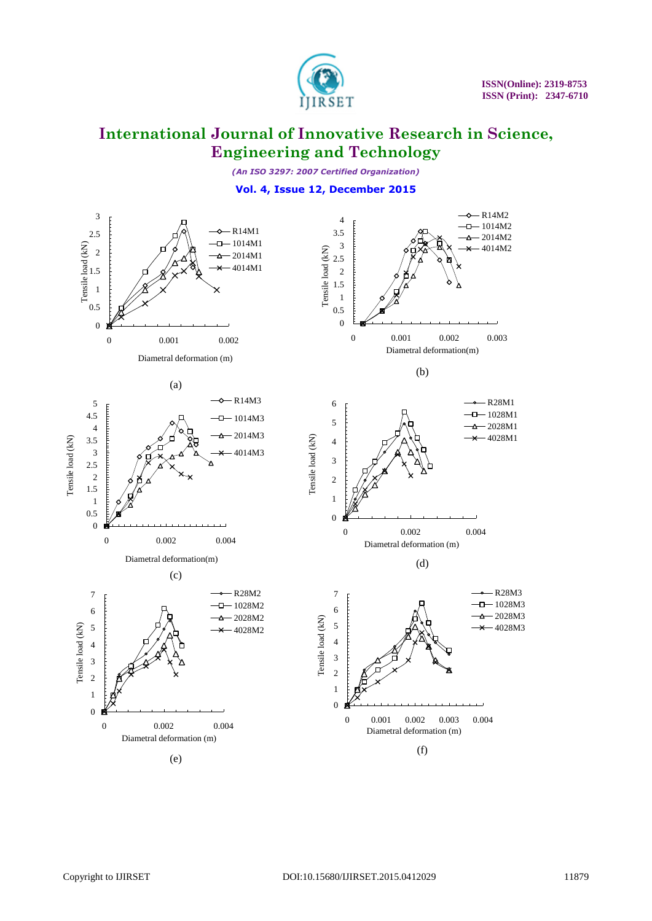(a)

(b)

(c)

(d)

(e)

(f)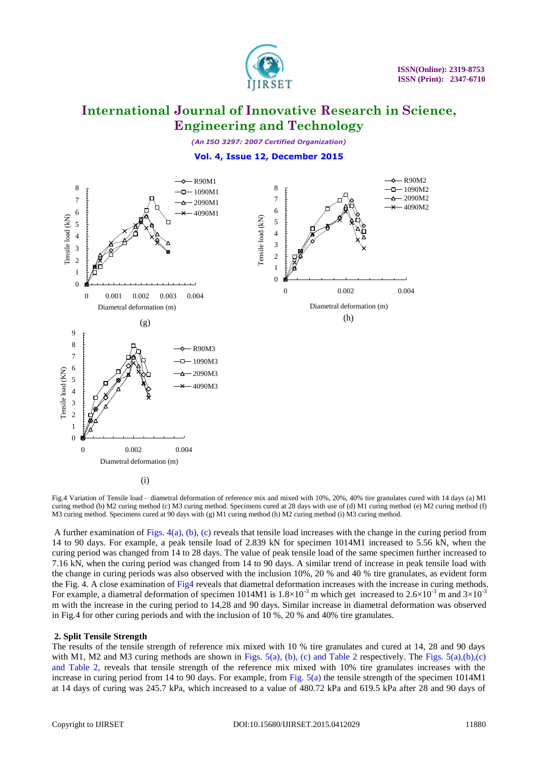Fig.4 Variation of Tensile load – diametral deformation of reference mix and mixed with 10%, 20%, 40% tire granulates cured with 14 days (a) M1 curing method (b) M2 curing method (c) M3 curing method. Specimens cured at 28 days with use of (d) M1 curing method (e) M2 curing method (f) M3 curing method. Specimens cured at 90 days with (g) M1 curing method (h) M2 curing method (i) M3 curing method.

A further examination of Figs. 4(a), (b), (c) reveals that tensile load increases with the change in the curing period from 14 to 90 days. For example, a peak tensile load of 2.839 kN for specimen 1014M1 increased to 5.56 kN, when the curing period was changed from 14 to 28 days. The value of peak tensile load of the same specimen further increased to 7.16 kN, when the curing period was changed from 14 to 90 days. A similar trend of increase in peak tensile load with the change in curing periods was also observed with the inclusion 10%, 20 % and 40 % tire granulates, as evident form the Fig. 4. A close examination of Fig4 reveals that diametral deformation increases with the increase in curing methods. For example, a diametral deformation of specimen 1014M1 is $1.8\times10^{-3}$ m which get increased to $2.6\times10^{-3}$ m and $3\times10^{-3}$ m with the increase in the curing period to 14,28 and 90 days. Similar increase in diametral deformation was observed in Fig.4 for other curing periods and with the inclusion of 10 %, 20 % and 40% tire granulates.

**2. Split Tensile Strength**

The results of the tensile strength of reference mix mixed with 10 % tire granulates and cured at 14, 28 and 90 days with M1, M2 and M3 curing methods are shown in Figs. 5(a), (b), (c) and Table 2 respectively. The Figs. 5(a),(b),(c) and Table 2, reveals that tensile strength of the reference mix mixed with 10% tire granulates increases with the increase in curing period from 14 to 90 days. For example, from Fig. 5(a) the tensile strength of the specimen 1014M1 at 14 days of curing was 245.7 kPa, which increased to a value of 480.72 kPa and 619.5 kPa after 28 and 90 days of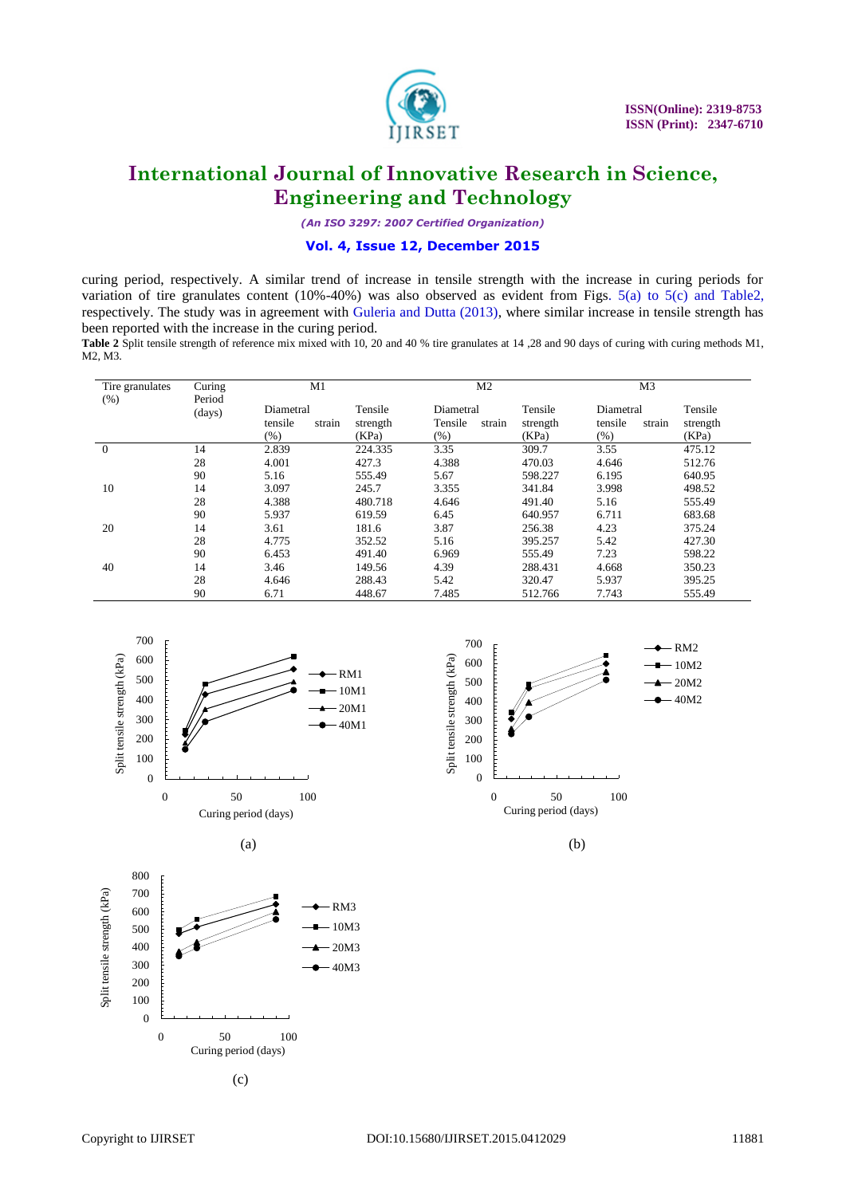curing period, respectively. A similar trend of increase in tensile strength with the increase in curing periods for variation of tire granulates content (10%-40%) was also observed as evident from Figs. 5(a) to 5(c) and Table2, respectively. The study was in agreement with Guleria and Dutta (2013), where similar increase in tensile strength has been reported with the increase in the curing period.

**Table 2** Split tensile strength of reference mix mixed with 10, 20 and 40 % tire granulates at 14 ,28 and 90 days of curing with curing methods M1, M2, M3.

| Tire granulates (%) | Curing Period (days) | M1 | | M2 | | M3 | |
|---|---|---|---|---|---|---|---|
| | | Diametral tensile strain (%) | Tensile strength (KPa) | Diametral Tensile strain (%) | Tensile strength (KPa) | Diametral tensile strain (%) | Tensile strength (KPa) |
| 0 | 14 | 2.839 | 224.335 | 3.35 | 309.7 | 3.55 | 475.12 |
| | 28 | 4.001 | 427.3 | 4.388 | 470.03 | 4.646 | 512.76 |
| | 90 | 5.16 | 555.49 | 5.67 | 598.227 | 6.195 | 640.95 |
| 10 | 14 | 3.097 | 245.7 | 3.355 | 341.84 | 3.998 | 498.52 |
| | 28 | 4.388 | 480.718 | 4.646 | 491.40 | 5.16 | 555.49 |
| | 90 | 5.937 | 619.59 | 6.45 | 640.957 | 6.711 | 683.68 |
| 20 | 14 | 3.61 | 181.6 | 3.87 | 256.38 | 4.23 | 375.24 |
| | 28 | 4.775 | 352.52 | 5.16 | 395.257 | 5.42 | 427.30 |
| | 90 | 6.453 | 491.40 | 6.969 | 555.49 | 7.23 | 598.22 |
| 40 | 14 | 3.46 | 149.56 | 4.39 | 288.431 | 4.668 | 350.23 |
| | 28 | 4.646 | 288.43 | 5.42 | 320.47 | 5.937 | 395.25 |
| | 90 | 6.71 | 448.67 | 7.485 | 512.766 | 7.743 | 555.49 |

(a)

(b)

(c)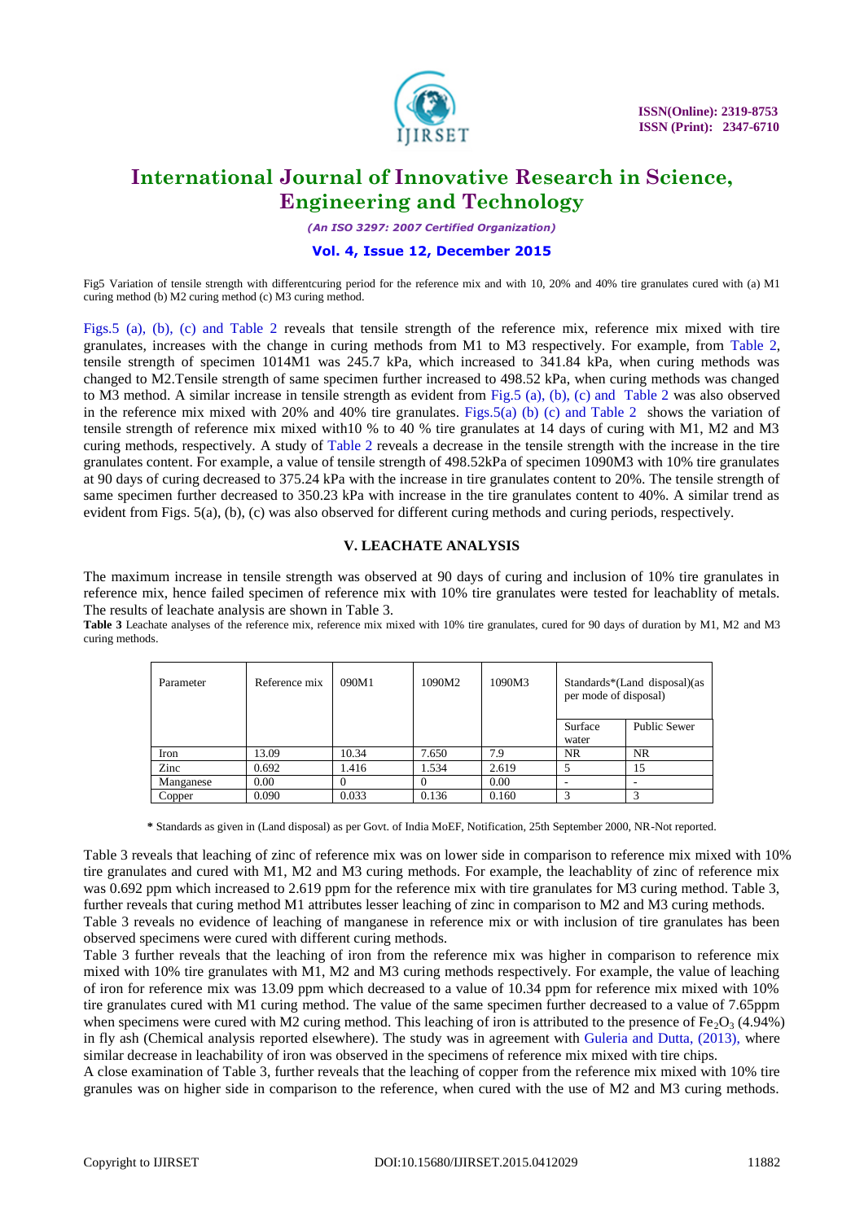Fig5 Variation of tensile strength with differentcuring period for the reference mix and with 10, 20% and 40% tire granulates cured with (a) M1 curing method (b) M2 curing method (c) M3 curing method.

Figs.5 (a), (b), (c) and Table 2 reveals that tensile strength of the reference mix, reference mix mixed with tire granulates, increases with the change in curing methods from M1 to M3 respectively. For example, from Table 2, tensile strength of specimen 1014M1 was 245.7 kPa, which increased to 341.84 kPa, when curing methods was changed to M2.Tensile strength of same specimen further increased to 498.52 kPa, when curing methods was changed to M3 method. A similar increase in tensile strength as evident from Fig.5 (a), (b), (c) and Table 2 was also observed in the reference mix mixed with 20% and 40% tire granulates. Figs.5(a) (b) (c) and Table 2 shows the variation of tensile strength of reference mix mixed with10 % to 40 % tire granulates at 14 days of curing with M1, M2 and M3 curing methods, respectively. A study of Table 2 reveals a decrease in the tensile strength with the increase in the tire granulates content. For example, a value of tensile strength of 498.52kPa of specimen 1090M3 with 10% tire granulates at 90 days of curing decreased to 375.24 kPa with the increase in tire granulates content to 20%. The tensile strength of same specimen further decreased to 350.23 kPa with increase in the tire granulates content to 40%. A similar trend as evident from Figs. 5(a), (b), (c) was also observed for different curing methods and curing periods, respectively.

## V. LEACHATE ANALYSIS

The maximum increase in tensile strength was observed at 90 days of curing and inclusion of 10% tire granulates in reference mix, hence failed specimen of reference mix with 10% tire granulates were tested for leachablity of metals. The results of leachate analysis are shown in Table 3.

**Table 3** Leachate analyses of the reference mix, reference mix mixed with 10% tire granulates, cured for 90 days of duration by M1, M2 and M3 curing methods.

| Parameter | Reference mix | 090M1 | 1090M2 | 1090M3 | Standards*(Land disposal)(as per mode of disposal) | |
|---|---|---|---|---|---|---|
| | | | | | Surface water | Public Sewer |
| Iron | 13.09 | 10.34 | 7.650 | 7.9 | NR | NR |
| Zinc | 0.692 | 1.416 | 1.534 | 2.619 | 5 | 15 |
| Manganese | 0.00 | 0 | 0 | 0.00 | - | - |
| Copper | 0.090 | 0.033 | 0.136 | 0.160 | 3 | 3 |

**\*** Standards as given in (Land disposal) as per Govt. of India MoEF, Notification, 25th September 2000, NR-Not reported.

Table 3 reveals that leaching of zinc of reference mix was on lower side in comparison to reference mix mixed with 10% tire granulates and cured with M1, M2 and M3 curing methods. For example, the leachablity of zinc of reference mix was 0.692 ppm which increased to 2.619 ppm for the reference mix with tire granulates for M3 curing method. Table 3, further reveals that curing method M1 attributes lesser leaching of zinc in comparison to M2 and M3 curing methods.
Table 3 reveals no evidence of leaching of manganese in reference mix or with inclusion of tire granulates has been observed specimens were cured with different curing methods.
Table 3 further reveals that the leaching of iron from the reference mix was higher in comparison to reference mix mixed with 10% tire granulates with M1, M2 and M3 curing methods respectively. For example, the value of leaching of iron for reference mix was 13.09 ppm which decreased to a value of 10.34 ppm for reference mix mixed with 10% tire granulates cured with M1 curing method. The value of the same specimen further decreased to a value of 7.65ppm when specimens were cured with M2 curing method. This leaching of iron is attributed to the presence of $Fe_2O_3$ (4.94%) in fly ash (Chemical analysis reported elsewhere). The study was in agreement with Guleria and Dutta, (2013), where similar decrease in leachability of iron was observed in the specimens of reference mix mixed with tire chips.
A close examination of Table 3, further reveals that the leaching of copper from the reference mix mixed with 10% tire granules was on higher side in comparison to the reference, when cured with the use of M2 and M3 curing methods.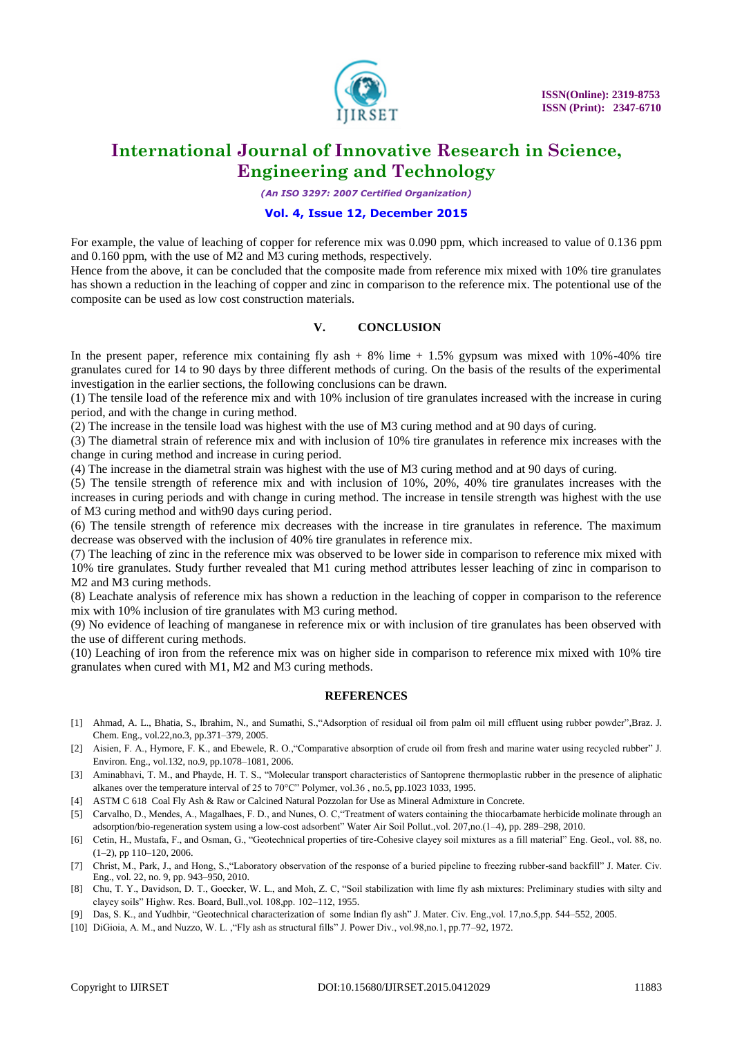For example, the value of leaching of copper for reference mix was 0.090 ppm, which increased to value of 0.136 ppm and 0.160 ppm, with the use of M2 and M3 curing methods, respectively.

Hence from the above, it can be concluded that the composite made from reference mix mixed with 10% tire granulates has shown a reduction in the leaching of copper and zinc in comparison to the reference mix. The potentional use of the composite can be used as low cost construction materials.

## V. CONCLUSION

In the present paper, reference mix containing fly ash + 8% lime + 1.5% gypsum was mixed with 10%-40% tire granulates cured for 14 to 90 days by three different methods of curing. On the basis of the results of the experimental investigation in the earlier sections, the following conclusions can be drawn.

(1) The tensile load of the reference mix and with 10% inclusion of tire granulates increased with the increase in curing period, and with the change in curing method.

(2) The increase in the tensile load was highest with the use of M3 curing method and at 90 days of curing.

(3) The diametral strain of reference mix and with inclusion of 10% tire granulates in reference mix increases with the change in curing method and increase in curing period.

(4) The increase in the diametral strain was highest with the use of M3 curing method and at 90 days of curing.

(5) The tensile strength of reference mix and with inclusion of 10%, 20%, 40% tire granulates increases with the increases in curing periods and with change in curing method. The increase in tensile strength was highest with the use of M3 curing method and with90 days curing period.

(6) The tensile strength of reference mix decreases with the increase in tire granulates in reference. The maximum decrease was observed with the inclusion of 40% tire granulates in reference mix.

(7) The leaching of zinc in the reference mix was observed to be lower side in comparison to reference mix mixed with 10% tire granulates. Study further revealed that M1 curing method attributes lesser leaching of zinc in comparison to M2 and M3 curing methods.

(8) Leachate analysis of reference mix has shown a reduction in the leaching of copper in comparison to the reference mix with 10% inclusion of tire granulates with M3 curing method.

(9) No evidence of leaching of manganese in reference mix or with inclusion of tire granulates has been observed with the use of different curing methods.

(10) Leaching of iron from the reference mix was on higher side in comparison to reference mix mixed with 10% tire granulates when cured with M1, M2 and M3 curing methods.

## REFERENCES

[1] Ahmad, A. L., Bhatia, S., Ibrahim, N., and Sumathi, S.,"Adsorption of residual oil from palm oil mill effluent using rubber powder",Braz. J. Chem. Eng., vol.22,no.3, pp.371–379, 2005.

[2] Aisien, F. A., Hymore, F. K., and Ebewele, R. O.,"Comparative absorption of crude oil from fresh and marine water using recycled rubber" J. Environ. Eng., vol.132, no.9, pp.1078–1081, 2006.

[3] Aminabhavi, T. M., and Phayde, H. T. S., "Molecular transport characteristics of Santoprene thermoplastic rubber in the presence of aliphatic alkanes over the temperature interval of 25 to 70°C" Polymer, vol.36 , no.5, pp.1023 1033, 1995.

[4] ASTM C 618 Coal Fly Ash & Raw or Calcined Natural Pozzolan for Use as Mineral Admixture in Concrete.

[5] Carvalho, D., Mendes, A., Magalhaes, F. D., and Nunes, O. C,"Treatment of waters containing the thiocarbamate herbicide molinate through an adsorption/bio-regeneration system using a low-cost adsorbent" Water Air Soil Pollut.,vol. 207,no.(1–4), pp. 289–298, 2010.

[6] Cetin, H., Mustafa, F., and Osman, G., "Geotechnical properties of tire-Cohesive clayey soil mixtures as a fill material" Eng. Geol., vol. 88, no.(1–2), pp 110–120, 2006.

[7] Christ, M., Park, J., and Hong, S.,"Laboratory observation of the response of a buried pipeline to freezing rubber-sand backfill" J. Mater. Civ. Eng., vol. 22, no. 9, pp. 943–950, 2010.

[8] Chu, T. Y., Davidson, D. T., Goecker, W. L., and Moh, Z. C, "Soil stabilization with lime fly ash mixtures: Preliminary studies with silty and clayey soils" Highw. Res. Board, Bull.,vol. 108,pp. 102–112, 1955.

[9] Das, S. K., and Yudhbir, "Geotechnical characterization of some Indian fly ash" J. Mater. Civ. Eng.,vol. 17,no.5,pp. 544–552, 2005.

[10] DiGioia, A. M., and Nuzzo, W. L. ,"Fly ash as structural fills" J. Power Div., vol.98,no.1, pp.77–92, 1972.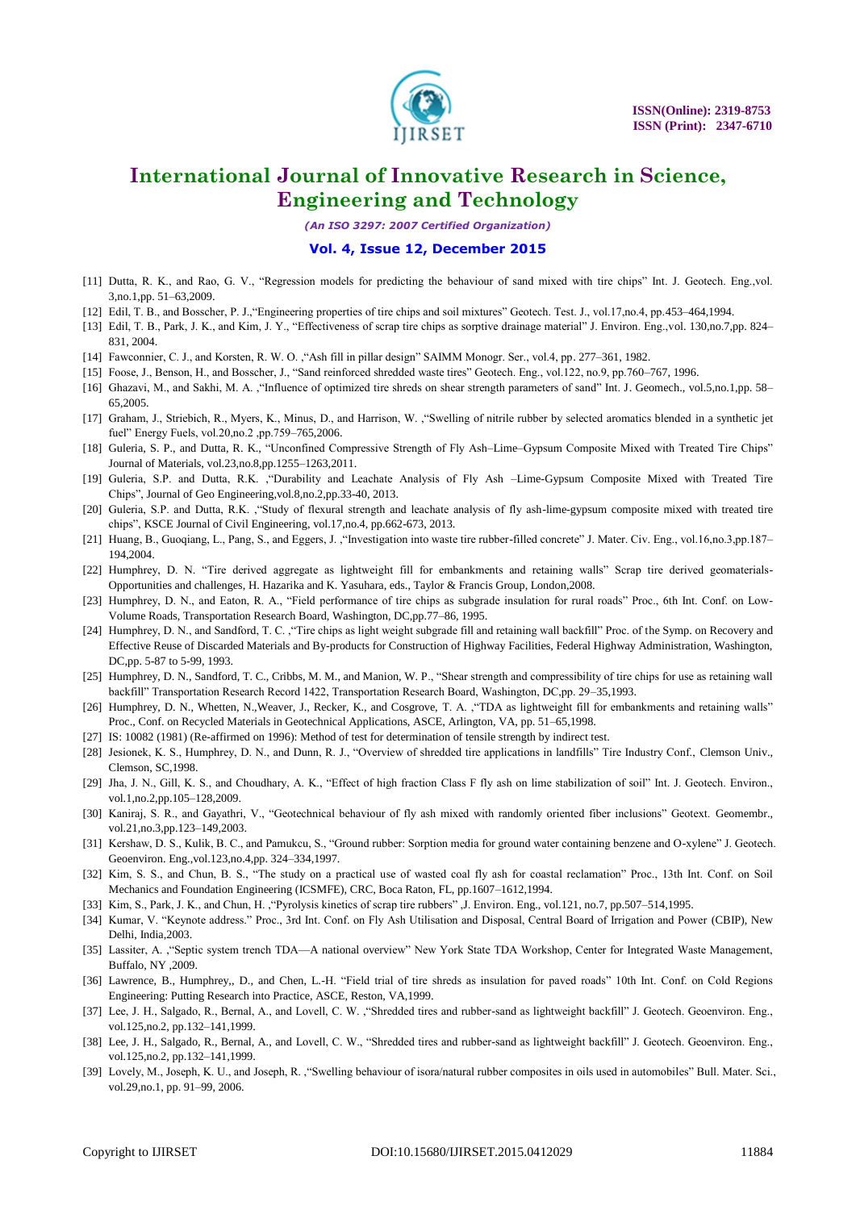[11] Dutta, R. K., and Rao, G. V., "Regression models for predicting the behaviour of sand mixed with tire chips" Int. J. Geotech. Eng.,vol. 3,no.1,pp. 51–63,2009.

[12] Edil, T. B., and Bosscher, P. J.,"Engineering properties of tire chips and soil mixtures" Geotech. Test. J., vol.17,no.4, pp.453–464,1994.

[13] Edil, T. B., Park, J. K., and Kim, J. Y., "Effectiveness of scrap tire chips as sorptive drainage material" J. Environ. Eng.,vol. 130,no.7,pp. 824–831, 2004.

[14] Fawconnier, C. J., and Korsten, R. W. O. ,"Ash fill in pillar design" SAIMM Monogr. Ser., vol.4, pp. 277–361, 1982.

[15] Foose, J., Benson, H., and Bosscher, J., "Sand reinforced shredded waste tires" Geotech. Eng., vol.122, no.9, pp.760–767, 1996.

[16] Ghazavi, M., and Sakhi, M. A. ,"Influence of optimized tire shreds on shear strength parameters of sand" Int. J. Geomech., vol.5,no.1,pp. 58–65,2005.

[17] Graham, J., Striebich, R., Myers, K., Minus, D., and Harrison, W. ,"Swelling of nitrile rubber by selected aromatics blended in a synthetic jet fuel" Energy Fuels, vol.20,no.2 ,pp.759–765,2006.

[18] Guleria, S. P., and Dutta, R. K., "Unconfined Compressive Strength of Fly Ash–Lime–Gypsum Composite Mixed with Treated Tire Chips" Journal of Materials, vol.23,no.8,pp.1255–1263,2011.

[19] Guleria, S.P. and Dutta, R.K. ,"Durability and Leachate Analysis of Fly Ash –Lime-Gypsum Composite Mixed with Treated Tire Chips", Journal of Geo Engineering,vol.8,no.2,pp.33-40, 2013.

[20] Guleria, S.P. and Dutta, R.K. ,"Study of flexural strength and leachate analysis of fly ash-lime-gypsum composite mixed with treated tire chips", KSCE Journal of Civil Engineering, vol.17,no.4, pp.662-673, 2013.

[21] Huang, B., Guoqiang, L., Pang, S., and Eggers, J. ,"Investigation into waste tire rubber-filled concrete" J. Mater. Civ. Eng., vol.16,no.3,pp.187–194,2004.

[22] Humphrey, D. N. "Tire derived aggregate as lightweight fill for embankments and retaining walls" Scrap tire derived geomaterials-Opportunities and challenges, H. Hazarika and K. Yasuhara, eds., Taylor & Francis Group, London,2008.

[23] Humphrey, D. N., and Eaton, R. A., "Field performance of tire chips as subgrade insulation for rural roads" Proc., 6th Int. Conf. on Low-Volume Roads, Transportation Research Board, Washington, DC,pp.77–86, 1995.

[24] Humphrey, D. N., and Sandford, T. C. ,"Tire chips as light weight subgrade fill and retaining wall backfill" Proc. of the Symp. on Recovery and Effective Reuse of Discarded Materials and By-products for Construction of Highway Facilities, Federal Highway Administration, Washington, DC,pp. 5-87 to 5-99, 1993.

[25] Humphrey, D. N., Sandford, T. C., Cribbs, M. M., and Manion, W. P., "Shear strength and compressibility of tire chips for use as retaining wall backfill" Transportation Research Record 1422, Transportation Research Board, Washington, DC,pp. 29–35,1993.

[26] Humphrey, D. N., Whetten, N.,Weaver, J., Recker, K., and Cosgrove, T. A. ,"TDA as lightweight fill for embankments and retaining walls" Proc., Conf. on Recycled Materials in Geotechnical Applications, ASCE, Arlington, VA, pp. 51–65,1998.

[27] IS: 10082 (1981) (Re-affirmed on 1996): Method of test for determination of tensile strength by indirect test.

[28] Jesionek, K. S., Humphrey, D. N., and Dunn, R. J., "Overview of shredded tire applications in landfills" Tire Industry Conf., Clemson Univ., Clemson, SC,1998.

[29] Jha, J. N., Gill, K. S., and Choudhary, A. K., "Effect of high fraction Class F fly ash on lime stabilization of soil" Int. J. Geotech. Environ., vol.1,no.2,pp.105–128,2009.

[30] Kaniraj, S. R., and Gayathri, V., "Geotechnical behaviour of fly ash mixed with randomly oriented fiber inclusions" Geotext. Geomembr., vol.21,no.3,pp.123–149,2003.

[31] Kershaw, D. S., Kulik, B. C., and Pamukcu, S., "Ground rubber: Sorption media for ground water containing benzene and O-xylene" J. Geotech. Geoenviron. Eng.,vol.123,no.4,pp. 324–334,1997.

[32] Kim, S. S., and Chun, B. S., "The study on a practical use of wasted coal fly ash for coastal reclamation" Proc., 13th Int. Conf. on Soil Mechanics and Foundation Engineering (ICSMFE), CRC, Boca Raton, FL, pp.1607–1612,1994.

[33] Kim, S., Park, J. K., and Chun, H. ,"Pyrolysis kinetics of scrap tire rubbers" ,J. Environ. Eng., vol.121, no.7, pp.507–514,1995.

[34] Kumar, V. "Keynote address." Proc., 3rd Int. Conf. on Fly Ash Utilisation and Disposal, Central Board of Irrigation and Power (CBIP), New Delhi, India,2003.

[35] Lassiter, A. ,"Septic system trench TDA—A national overview" New York State TDA Workshop, Center for Integrated Waste Management, Buffalo, NY ,2009.

[36] Lawrence, B., Humphrey,, D., and Chen, L.-H. "Field trial of tire shreds as insulation for paved roads" 10th Int. Conf. on Cold Regions Engineering: Putting Research into Practice, ASCE, Reston, VA,1999.

[37] Lee, J. H., Salgado, R., Bernal, A., and Lovell, C. W. ,"Shredded tires and rubber-sand as lightweight backfill" J. Geotech. Geoenviron. Eng., vol.125,no.2, pp.132–141,1999.

[38] Lee, J. H., Salgado, R., Bernal, A., and Lovell, C. W., "Shredded tires and rubber-sand as lightweight backfill" J. Geotech. Geoenviron. Eng., vol.125,no.2, pp.132–141,1999.

[39] Lovely, M., Joseph, K. U., and Joseph, R. ,"Swelling behaviour of isora/natural rubber composites in oils used in automobiles" Bull. Mater. Sci., vol.29,no.1, pp. 91–99, 2006.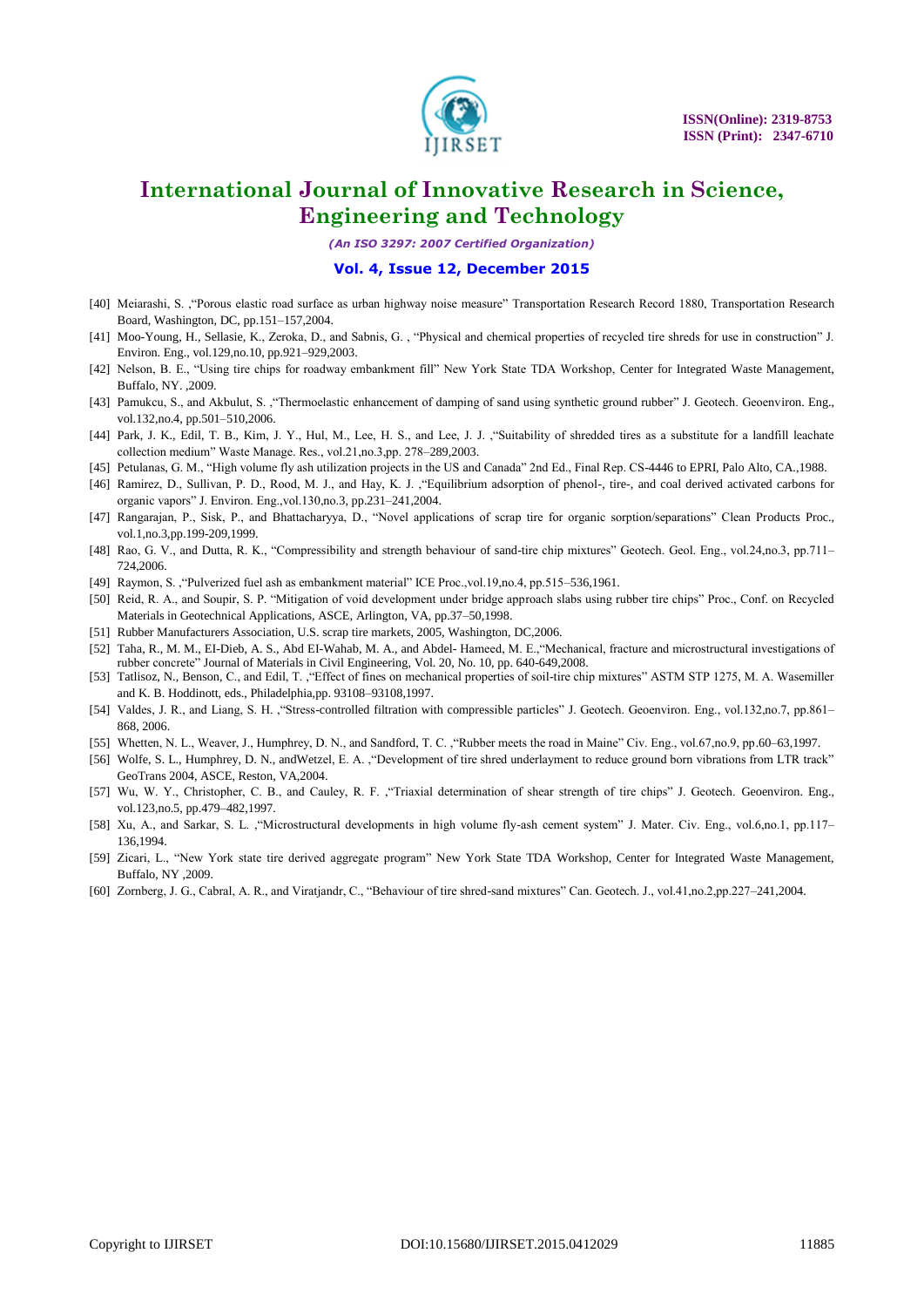[40] Meiarashi, S. ,"Porous elastic road surface as urban highway noise measure" Transportation Research Record 1880, Transportation Research Board, Washington, DC, pp.151–157,2004.

[41] Moo-Young, H., Sellasie, K., Zeroka, D., and Sabnis, G. , "Physical and chemical properties of recycled tire shreds for use in construction" J. Environ. Eng., vol.129,no.10, pp.921–929,2003.

[42] Nelson, B. E., "Using tire chips for roadway embankment fill" New York State TDA Workshop, Center for Integrated Waste Management, Buffalo, NY. ,2009.

[43] Pamukcu, S., and Akbulut, S. ,"Thermoelastic enhancement of damping of sand using synthetic ground rubber" J. Geotech. Geoenviron. Eng., vol.132,no.4, pp.501–510,2006.

[44] Park, J. K., Edil, T. B., Kim, J. Y., Hul, M., Lee, H. S., and Lee, J. J. ,"Suitability of shredded tires as a substitute for a landfill leachate collection medium" Waste Manage. Res., vol.21,no.3,pp. 278–289,2003.

[45] Petulanas, G. M., "High volume fly ash utilization projects in the US and Canada" 2nd Ed., Final Rep. CS-4446 to EPRI, Palo Alto, CA.,1988.

[46] Ramirez, D., Sullivan, P. D., Rood, M. J., and Hay, K. J. ,"Equilibrium adsorption of phenol-, tire-, and coal derived activated carbons for organic vapors" J. Environ. Eng.,vol.130,no.3, pp.231–241,2004.

[47] Rangarajan, P., Sisk, P., and Bhattacharyya, D., "Novel applications of scrap tire for organic sorption/separations" Clean Products Proc., vol.1,no.3,pp.199-209,1999.

[48] Rao, G. V., and Dutta, R. K., "Compressibility and strength behaviour of sand-tire chip mixtures" Geotech. Geol. Eng., vol.24,no.3, pp.711–724,2006.

[49] Raymon, S. ,"Pulverized fuel ash as embankment material" ICE Proc.,vol.19,no.4, pp.515–536,1961.

[50] Reid, R. A., and Soupir, S. P. "Mitigation of void development under bridge approach slabs using rubber tire chips" Proc., Conf. on Recycled Materials in Geotechnical Applications, ASCE, Arlington, VA, pp.37–50,1998.

[51] Rubber Manufacturers Association, U.S. scrap tire markets, 2005, Washington, DC,2006.

[52] Taha, R., M. M., EI-Dieb, A. S., Abd EI-Wahab, M. A., and Abdel- Hameed, M. E.,"Mechanical, fracture and microstructural investigations of rubber concrete" Journal of Materials in Civil Engineering, Vol. 20, No. 10, pp. 640-649,2008.

[53] Tatlisoz, N., Benson, C., and Edil, T. ,"Effect of fines on mechanical properties of soil-tire chip mixtures" ASTM STP 1275, M. A. Wasemiller and K. B. Hoddinott, eds., Philadelphia,pp. 93108–93108,1997.

[54] Valdes, J. R., and Liang, S. H. ,"Stress-controlled filtration with compressible particles" J. Geotech. Geoenviron. Eng., vol.132,no.7, pp.861–868, 2006.

[55] Whetten, N. L., Weaver, J., Humphrey, D. N., and Sandford, T. C. ,"Rubber meets the road in Maine" Civ. Eng., vol.67,no.9, pp.60–63,1997.

[56] Wolfe, S. L., Humphrey, D. N., andWetzel, E. A. ,"Development of tire shred underlayment to reduce ground born vibrations from LTR track" GeoTrans 2004, ASCE, Reston, VA,2004.

[57] Wu, W. Y., Christopher, C. B., and Cauley, R. F. ,"Triaxial determination of shear strength of tire chips" J. Geotech. Geoenviron. Eng., vol.123,no.5, pp.479–482,1997.

[58] Xu, A., and Sarkar, S. L. ,"Microstructural developments in high volume fly-ash cement system" J. Mater. Civ. Eng., vol.6,no.1, pp.117–136,1994.

[59] Zicari, L., "New York state tire derived aggregate program" New York State TDA Workshop, Center for Integrated Waste Management, Buffalo, NY ,2009.

[60] Zornberg, J. G., Cabral, A. R., and Viratjandr, C., "Behaviour of tire shred-sand mixtures" Can. Geotech. J., vol.41,no.2,pp.227–241,2004.